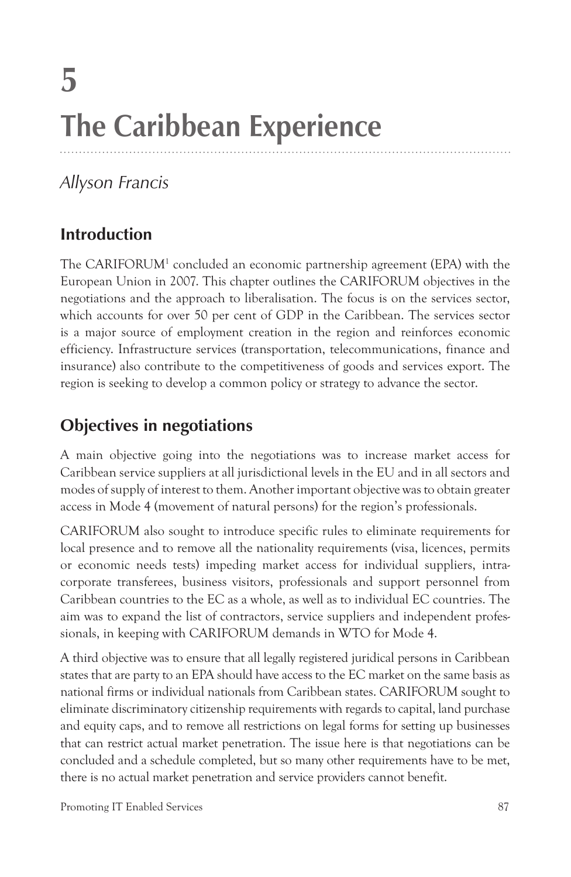# 5 The Caribbean Experience

*Allyson Francis*

## Introduction

The CARIFORUM[1] concluded an economic partnership agreement (EPA) with the European Union in 2007. This chapter outlines the CARIFORUM objectives in the negotiations and the approach to liberalisation. The focus is on the services sector, which accounts for over 50 per cent of GDP in the Caribbean. The services sector is a major source of employment creation in the region and reinforces economic efficiency. Infrastructure services (transportation, telecommunications, finance and insurance) also contribute to the competitiveness of goods and services export. The region is seeking to develop a common policy or strategy to advance the sector.

## Objectives in negotiations

A main objective going into the negotiations was to increase market access for Caribbean service suppliers at all jurisdictional levels in the EU and in all sectors and modes of supply of interest to them. Another important objective was to obtain greater access in Mode 4 (movement of natural persons) for the region's professionals.

CARIFORUM also sought to introduce specific rules to eliminate requirements for local presence and to remove all the nationality requirements (visa, licences, permits or economic needs tests) impeding market access for individual suppliers, intra-corporate transferees, business visitors, professionals and support personnel from Caribbean countries to the EC as a whole, as well as to individual EC countries. The aim was to expand the list of contractors, service suppliers and independent professionals, in keeping with CARIFORUM demands in WTO for Mode 4.

A third objective was to ensure that all legally registered juridical persons in Caribbean states that are party to an EPA should have access to the EC market on the same basis as national firms or individual nationals from Caribbean states. CARIFORUM sought to eliminate discriminatory citizenship requirements with regards to capital, land purchase and equity caps, and to remove all restrictions on legal forms for setting up businesses that can restrict actual market penetration. The issue here is that negotiations can be concluded and a schedule completed, but so many other requirements have to be met, there is no actual market penetration and service providers cannot benefit.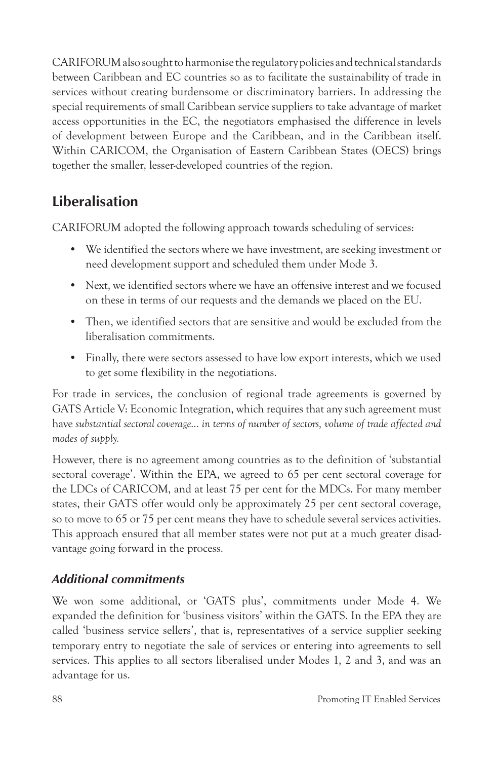CARIFORUM also sought to harmonise the regulatory policies and technical standards between Caribbean and EC countries so as to facilitate the sustainability of trade in services without creating burdensome or discriminatory barriers. In addressing the special requirements of small Caribbean service suppliers to take advantage of market access opportunities in the EC, the negotiators emphasised the difference in levels of development between Europe and the Caribbean, and in the Caribbean itself. Within CARICOM, the Organisation of Eastern Caribbean States (OECS) brings together the smaller, lesser-developed countries of the region.

## Liberalisation

CARIFORUM adopted the following approach towards scheduling of services:

- We identified the sectors where we have investment, are seeking investment or need development support and scheduled them under Mode 3.
- Next, we identified sectors where we have an offensive interest and we focused on these in terms of our requests and the demands we placed on the EU.
- Then, we identified sectors that are sensitive and would be excluded from the liberalisation commitments.
- Finally, there were sectors assessed to have low export interests, which we used to get some flexibility in the negotiations.

For trade in services, the conclusion of regional trade agreements is governed by GATS Article V: Economic Integration, which requires that any such agreement must have *substantial sectoral coverage... in terms of number of sectors, volume of trade affected and modes of supply.*

However, there is no agreement among countries as to the definition of 'substantial sectoral coverage'. Within the EPA, we agreed to 65 per cent sectoral coverage for the LDCs of CARICOM, and at least 75 per cent for the MDCs. For many member states, their GATS offer would only be approximately 25 per cent sectoral coverage, so to move to 65 or 75 per cent means they have to schedule several services activities. This approach ensured that all member states were not put at a much greater disadvantage going forward in the process.

### *Additional commitments*

We won some additional, or 'GATS plus', commitments under Mode 4. We expanded the definition for 'business visitors' within the GATS. In the EPA they are called 'business service sellers', that is, representatives of a service supplier seeking temporary entry to negotiate the sale of services or entering into agreements to sell services. This applies to all sectors liberalised under Modes 1, 2 and 3, and was an advantage for us.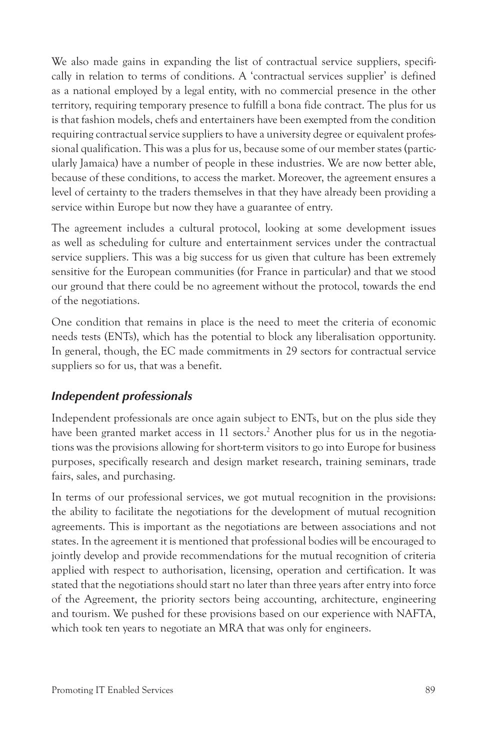We also made gains in expanding the list of contractual service suppliers, specifically in relation to terms of conditions. A 'contractual services supplier' is defined as a national employed by a legal entity, with no commercial presence in the other territory, requiring temporary presence to fulfill a bona fide contract. The plus for us is that fashion models, chefs and entertainers have been exempted from the condition requiring contractual service suppliers to have a university degree or equivalent professional qualification. This was a plus for us, because some of our member states (particularly Jamaica) have a number of people in these industries. We are now better able, because of these conditions, to access the market. Moreover, the agreement ensures a level of certainty to the traders themselves in that they have already been providing a service within Europe but now they have a guarantee of entry.

The agreement includes a cultural protocol, looking at some development issues as well as scheduling for culture and entertainment services under the contractual service suppliers. This was a big success for us given that culture has been extremely sensitive for the European communities (for France in particular) and that we stood our ground that there could be no agreement without the protocol, towards the end of the negotiations.

One condition that remains in place is the need to meet the criteria of economic needs tests (ENTs), which has the potential to block any liberalisation opportunity. In general, though, the EC made commitments in 29 sectors for contractual service suppliers so for us, that was a benefit.

### *Independent professionals*

Independent professionals are once again subject to ENTs, but on the plus side they have been granted market access in 11 sectors.[2] Another plus for us in the negotiations was the provisions allowing for short-term visitors to go into Europe for business purposes, specifically research and design market research, training seminars, trade fairs, sales, and purchasing.

In terms of our professional services, we got mutual recognition in the provisions: the ability to facilitate the negotiations for the development of mutual recognition agreements. This is important as the negotiations are between associations and not states. In the agreement it is mentioned that professional bodies will be encouraged to jointly develop and provide recommendations for the mutual recognition of criteria applied with respect to authorisation, licensing, operation and certification. It was stated that the negotiations should start no later than three years after entry into force of the Agreement, the priority sectors being accounting, architecture, engineering and tourism. We pushed for these provisions based on our experience with NAFTA, which took ten years to negotiate an MRA that was only for engineers.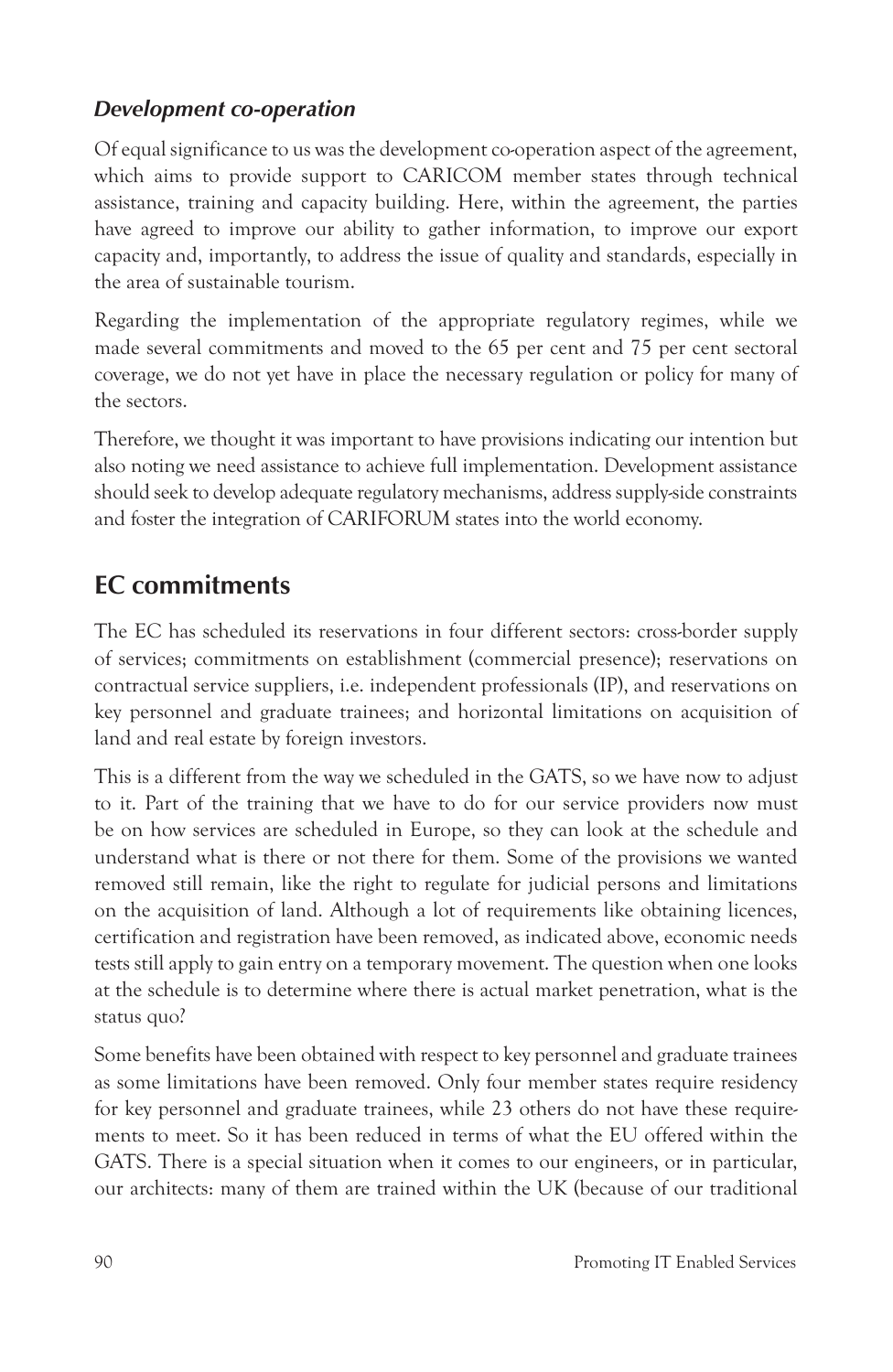### *Development co-operation*

Of equal significance to us was the development co-operation aspect of the agreement, which aims to provide support to CARICOM member states through technical assistance, training and capacity building. Here, within the agreement, the parties have agreed to improve our ability to gather information, to improve our export capacity and, importantly, to address the issue of quality and standards, especially in the area of sustainable tourism.

Regarding the implementation of the appropriate regulatory regimes, while we made several commitments and moved to the 65 per cent and 75 per cent sectoral coverage, we do not yet have in place the necessary regulation or policy for many of the sectors.

Therefore, we thought it was important to have provisions indicating our intention but also noting we need assistance to achieve full implementation. Development assistance should seek to develop adequate regulatory mechanisms, address supply-side constraints and foster the integration of CARIFORUM states into the world economy.

## EC commitments

The EC has scheduled its reservations in four different sectors: cross-border supply of services; commitments on establishment (commercial presence); reservations on contractual service suppliers, i.e. independent professionals (IP), and reservations on key personnel and graduate trainees; and horizontal limitations on acquisition of land and real estate by foreign investors.

This is a different from the way we scheduled in the GATS, so we have now to adjust to it. Part of the training that we have to do for our service providers now must be on how services are scheduled in Europe, so they can look at the schedule and understand what is there or not there for them. Some of the provisions we wanted removed still remain, like the right to regulate for judicial persons and limitations on the acquisition of land. Although a lot of requirements like obtaining licences, certification and registration have been removed, as indicated above, economic needs tests still apply to gain entry on a temporary movement. The question when one looks at the schedule is to determine where there is actual market penetration, what is the status quo?

Some benefits have been obtained with respect to key personnel and graduate trainees as some limitations have been removed. Only four member states require residency for key personnel and graduate trainees, while 23 others do not have these requirements to meet. So it has been reduced in terms of what the EU offered within the GATS. There is a special situation when it comes to our engineers, or in particular, our architects: many of them are trained within the UK (because of our traditional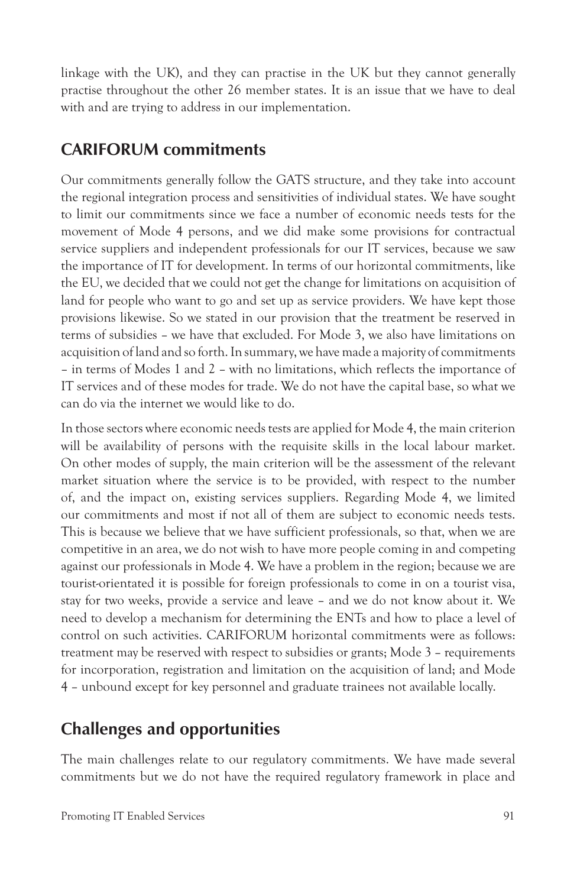linkage with the UK), and they can practise in the UK but they cannot generally practise throughout the other 26 member states. It is an issue that we have to deal with and are trying to address in our implementation.

## CARIFORUM commitments

Our commitments generally follow the GATS structure, and they take into account the regional integration process and sensitivities of individual states. We have sought to limit our commitments since we face a number of economic needs tests for the movement of Mode 4 persons, and we did make some provisions for contractual service suppliers and independent professionals for our IT services, because we saw the importance of IT for development. In terms of our horizontal commitments, like the EU, we decided that we could not get the change for limitations on acquisition of land for people who want to go and set up as service providers. We have kept those provisions likewise. So we stated in our provision that the treatment be reserved in terms of subsidies – we have that excluded. For Mode 3, we also have limitations on acquisition of land and so forth. In summary, we have made a majority of commitments – in terms of Modes 1 and 2 – with no limitations, which reflects the importance of IT services and of these modes for trade. We do not have the capital base, so what we can do via the internet we would like to do.

In those sectors where economic needs tests are applied for Mode 4, the main criterion will be availability of persons with the requisite skills in the local labour market. On other modes of supply, the main criterion will be the assessment of the relevant market situation where the service is to be provided, with respect to the number of, and the impact on, existing services suppliers. Regarding Mode 4, we limited our commitments and most if not all of them are subject to economic needs tests. This is because we believe that we have sufficient professionals, so that, when we are competitive in an area, we do not wish to have more people coming in and competing against our professionals in Mode 4. We have a problem in the region; because we are tourist-orientated it is possible for foreign professionals to come in on a tourist visa, stay for two weeks, provide a service and leave – and we do not know about it. We need to develop a mechanism for determining the ENTs and how to place a level of control on such activities. CARIFORUM horizontal commitments were as follows: treatment may be reserved with respect to subsidies or grants; Mode 3 – requirements for incorporation, registration and limitation on the acquisition of land; and Mode 4 – unbound except for key personnel and graduate trainees not available locally.

## Challenges and opportunities

The main challenges relate to our regulatory commitments. We have made several commitments but we do not have the required regulatory framework in place and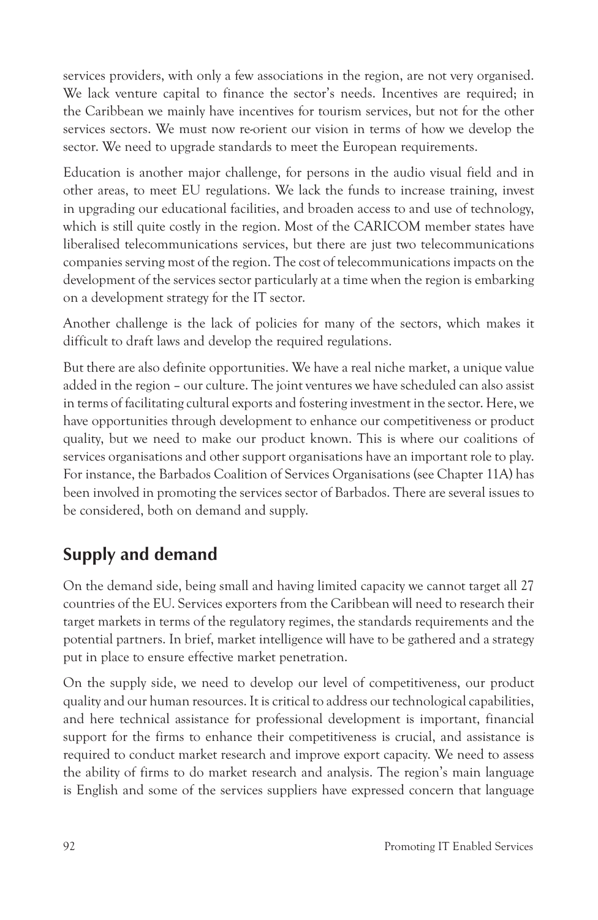services providers, with only a few associations in the region, are not very organised. We lack venture capital to finance the sector's needs. Incentives are required; in the Caribbean we mainly have incentives for tourism services, but not for the other services sectors. We must now re-orient our vision in terms of how we develop the sector. We need to upgrade standards to meet the European requirements.

Education is another major challenge, for persons in the audio visual field and in other areas, to meet EU regulations. We lack the funds to increase training, invest in upgrading our educational facilities, and broaden access to and use of technology, which is still quite costly in the region. Most of the CARICOM member states have liberalised telecommunications services, but there are just two telecommunications companies serving most of the region. The cost of telecommunications impacts on the development of the services sector particularly at a time when the region is embarking on a development strategy for the IT sector.

Another challenge is the lack of policies for many of the sectors, which makes it difficult to draft laws and develop the required regulations.

But there are also definite opportunities. We have a real niche market, a unique value added in the region – our culture. The joint ventures we have scheduled can also assist in terms of facilitating cultural exports and fostering investment in the sector. Here, we have opportunities through development to enhance our competitiveness or product quality, but we need to make our product known. This is where our coalitions of services organisations and other support organisations have an important role to play. For instance, the Barbados Coalition of Services Organisations (see Chapter 11A) has been involved in promoting the services sector of Barbados. There are several issues to be considered, both on demand and supply.

## Supply and demand

On the demand side, being small and having limited capacity we cannot target all 27 countries of the EU. Services exporters from the Caribbean will need to research their target markets in terms of the regulatory regimes, the standards requirements and the potential partners. In brief, market intelligence will have to be gathered and a strategy put in place to ensure effective market penetration.

On the supply side, we need to develop our level of competitiveness, our product quality and our human resources. It is critical to address our technological capabilities, and here technical assistance for professional development is important, financial support for the firms to enhance their competitiveness is crucial, and assistance is required to conduct market research and improve export capacity. We need to assess the ability of firms to do market research and analysis. The region's main language is English and some of the services suppliers have expressed concern that language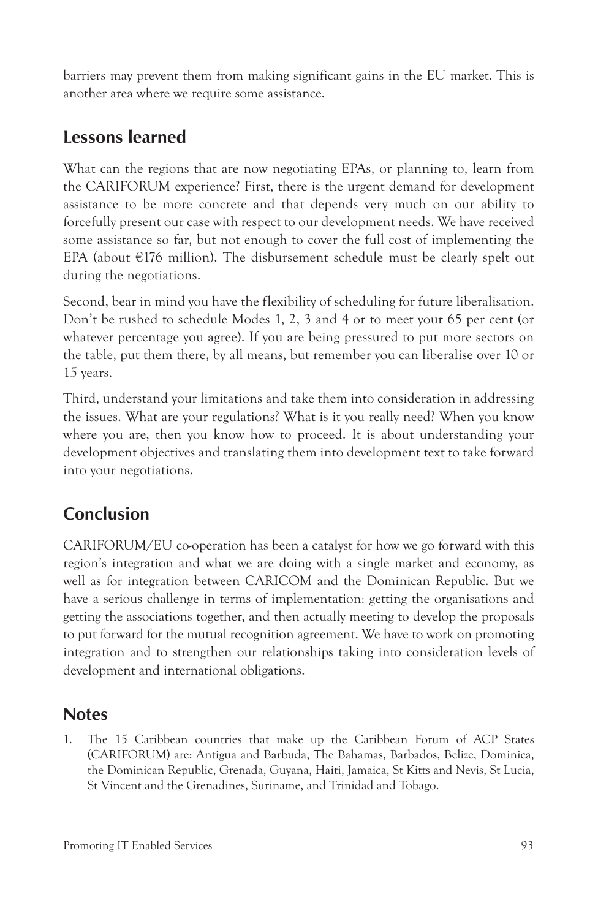barriers may prevent them from making significant gains in the EU market. This is another area where we require some assistance.

## Lessons learned

What can the regions that are now negotiating EPAs, or planning to, learn from the CARIFORUM experience? First, there is the urgent demand for development assistance to be more concrete and that depends very much on our ability to forcefully present our case with respect to our development needs. We have received some assistance so far, but not enough to cover the full cost of implementing the EPA (about €176 million). The disbursement schedule must be clearly spelt out during the negotiations.

Second, bear in mind you have the flexibility of scheduling for future liberalisation. Don't be rushed to schedule Modes 1, 2, 3 and 4 or to meet your 65 per cent (or whatever percentage you agree). If you are being pressured to put more sectors on the table, put them there, by all means, but remember you can liberalise over 10 or 15 years.

Third, understand your limitations and take them into consideration in addressing the issues. What are your regulations? What is it you really need? When you know where you are, then you know how to proceed. It is about understanding your development objectives and translating them into development text to take forward into your negotiations.

## Conclusion

CARIFORUM/EU co-operation has been a catalyst for how we go forward with this region's integration and what we are doing with a single market and economy, as well as for integration between CARICOM and the Dominican Republic. But we have a serious challenge in terms of implementation: getting the organisations and getting the associations together, and then actually meeting to develop the proposals to put forward for the mutual recognition agreement. We have to work on promoting integration and to strengthen our relationships taking into consideration levels of development and international obligations.

## Notes

1. The 15 Caribbean countries that make up the Caribbean Forum of ACP States (CARIFORUM) are: Antigua and Barbuda, The Bahamas, Barbados, Belize, Dominica, the Dominican Republic, Grenada, Guyana, Haiti, Jamaica, St Kitts and Nevis, St Lucia, St Vincent and the Grenadines, Suriname, and Trinidad and Tobago.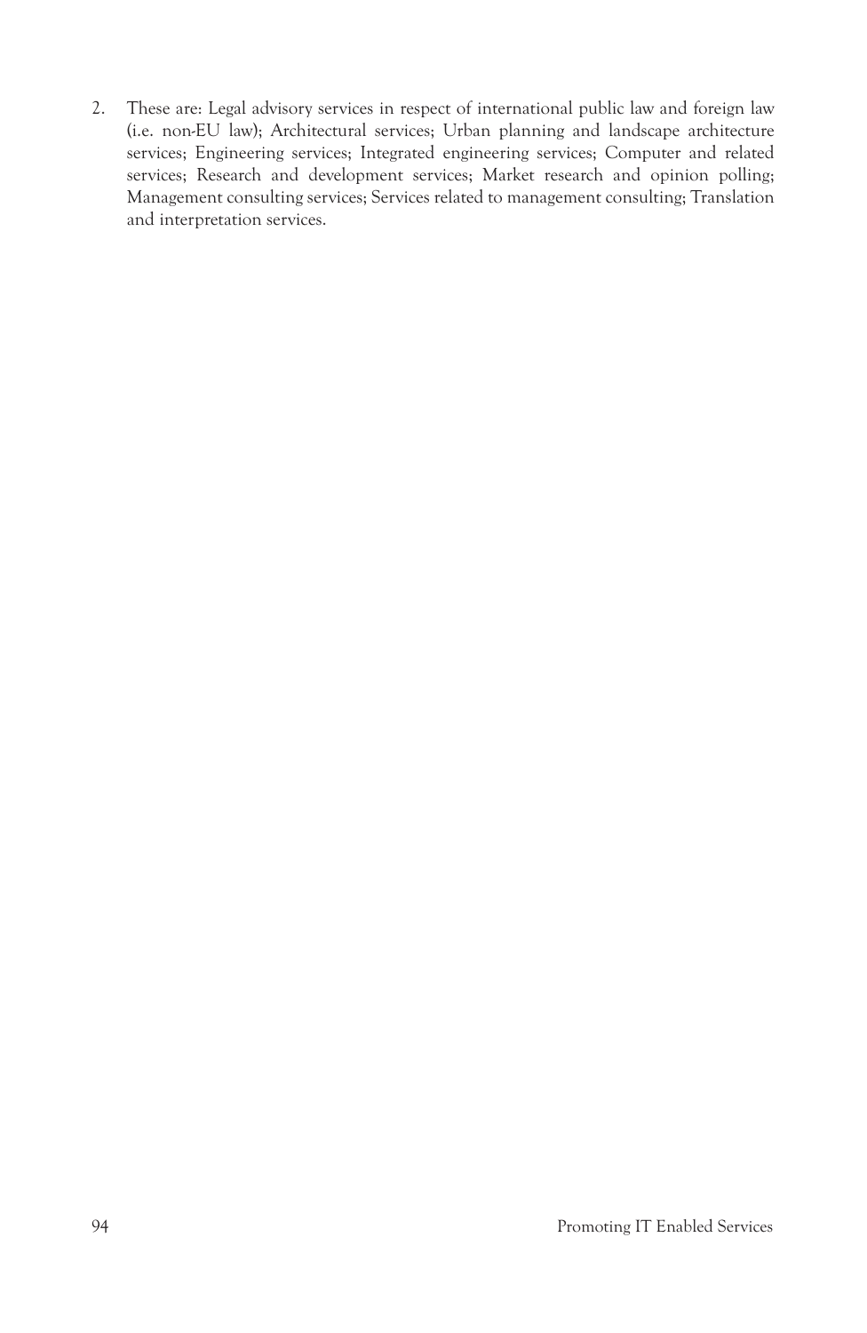2. These are: Legal advisory services in respect of international public law and foreign law (i.e. non-EU law); Architectural services; Urban planning and landscape architecture services; Engineering services; Integrated engineering services; Computer and related services; Research and development services; Market research and opinion polling; Management consulting services; Services related to management consulting; Translation and interpretation services.